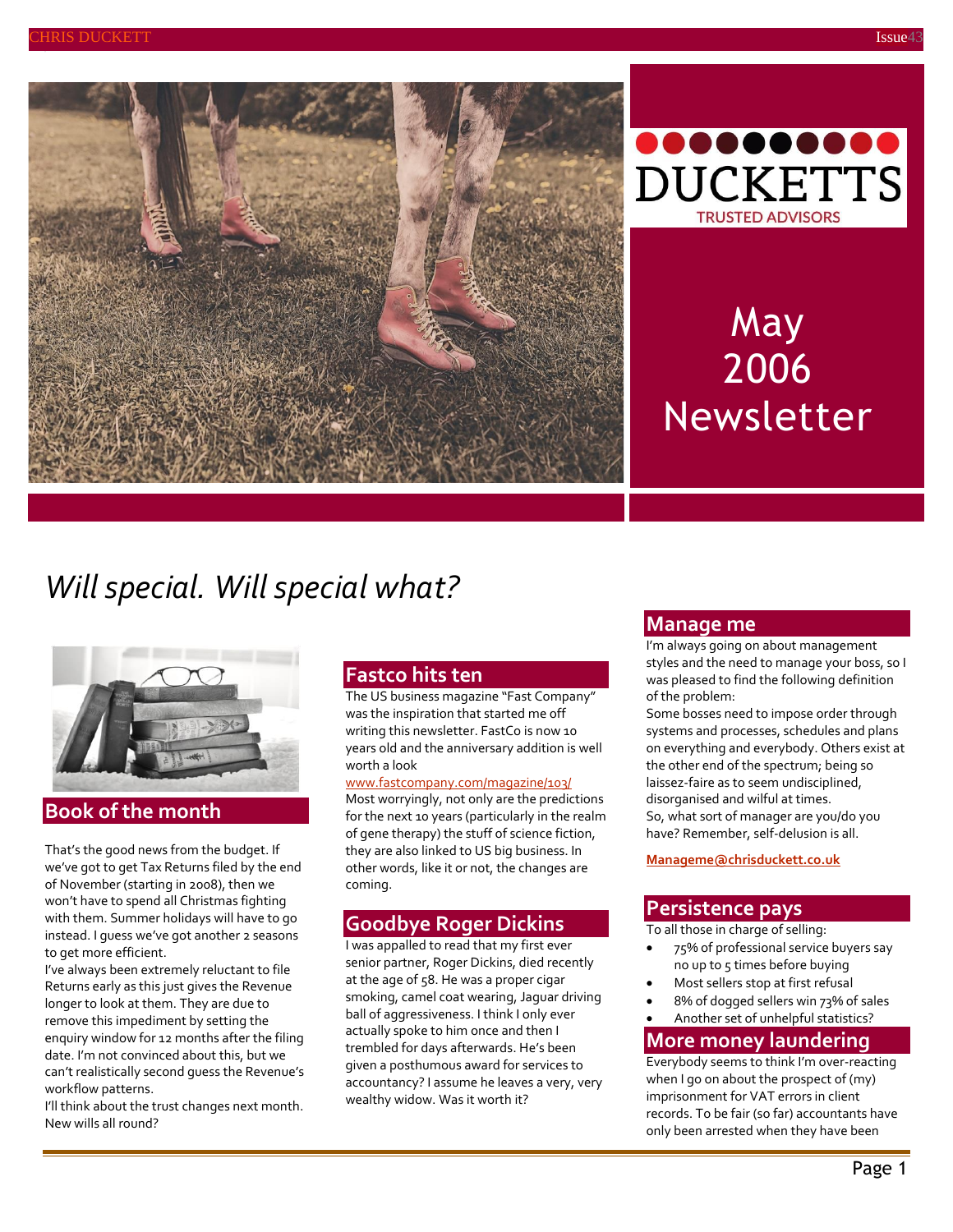DUCKETTS

TRUSTED ADVISORS

# May 2006 Newsletter

## *Will special. Will special what?*

## Book of the month

That's the good news from the budget. If we've got to get Tax Returns filed by the end of November (starting in 2008), then we won't have to spend all Christmas fighting with them. Summer holidays will have to go instead. I guess we've got another 2 seasons to get more efficient.

I've always been extremely reluctant to file Returns early as this just gives the Revenue longer to look at them. They are due to remove this impediment by setting the enquiry window for 12 months after the filing date. I'm not convinced about this, but we can't realistically second guess the Revenue's workflow patterns.

I'll think about the trust changes next month. New wills all round?

## Fastco hits ten

The US business magazine "Fast Company" was the inspiration that started me off writing this newsletter. FastCo is now 10 years old and the anniversary addition is well worth a look

[www.fastcompany.com/magazine/103/](www.fastcompany.com/magazine/103/)

Most worryingly, not only are the predictions for the next 10 years (particularly in the realm of gene therapy) the stuff of science fiction, they are also linked to US big business. In other words, like it or not, the changes are coming.

## Goodbye Roger Dickins

I was appalled to read that my first ever senior partner, Roger Dickins, died recently at the age of 58. He was a proper cigar smoking, camel coat wearing, Jaguar driving ball of aggressiveness. I think I only ever actually spoke to him once and then I trembled for days afterwards. He's been given a posthumous award for services to accountancy? I assume he leaves a very, very wealthy widow. Was it worth it?

## Manage me

I'm always going on about management styles and the need to manage your boss, so I was pleased to find the following definition of the problem:

Some bosses need to impose order through systems and processes, schedules and plans on everything and everybody. Others exist at the other end of the spectrum; being so laissez-faire as to seem undisciplined, disorganised and wilful at times.

So, what sort of manager are you/do you have? Remember, self-delusion is all.

[Manageme@chrisduckett.co.uk](mailto:Manageme@chrisduckett.co.uk)

## Persistence pays

To all those in charge of selling:

- 75% of professional service buyers say no up to 5 times before buying
- Most sellers stop at first refusal
- 8% of dogged sellers win 73% of sales
- Another set of unhelpful statistics?

## More money laundering

Everybody seems to think I'm over-reacting when I go on about the prospect of (my) imprisonment for VAT errors in client records. To be fair (so far) accountants have only been arrested when they have been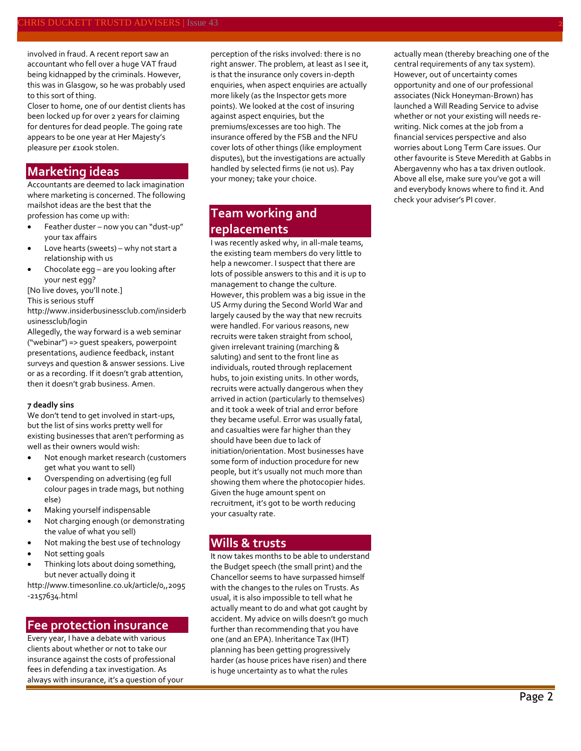involved in fraud. A recent report saw an accountant who fell over a huge VAT fraud being kidnapped by the criminals. However, this was in Glasgow, so he was probably used to this sort of thing.
Closer to home, one of our dentist clients has been locked up for over 2 years for claiming for dentures for dead people. The going rate appears to be one year at Her Majesty's pleasure per £100k stolen.

## Marketing ideas

Accountants are deemed to lack imagination where marketing is concerned. The following mailshot ideas are the best that the profession has come up with:

- Feather duster – now you can "dust-up" your tax affairs
- Love hearts (sweets) – why not start a relationship with us
- Chocolate egg – are you looking after your nest egg?

[No live doves, you'll note.]
This is serious stuff
http://www.insiderbusinessclub.com/insiderbusinessclub/login
Allegedly, the way forward is a web seminar ("webinar") => guest speakers, powerpoint presentations, audience feedback, instant surveys and question & answer sessions. Live or as a recording. If it doesn't grab attention, then it doesn't grab business. Amen.

**7 deadly sins**
We don't tend to get involved in start-ups, but the list of sins works pretty well for existing businesses that aren't performing as well as their owners would wish:

- Not enough market research (customers get what you want to sell)
- Overspending on advertising (eg full colour pages in trade mags, but nothing else)
- Making yourself indispensable
- Not charging enough (or demonstrating the value of what you sell)
- Not making the best use of technology
- Not setting goals
- Thinking lots about doing something, but never actually doing it

http://www.timesonline.co.uk/article/0,,2095-2157634.html

## Fee protection insurance

Every year, I have a debate with various clients about whether or not to take our insurance against the costs of professional fees in defending a tax investigation. As always with insurance, it's a question of your perception of the risks involved: there is no right answer. The problem, at least as I see it, is that the insurance only covers in-depth enquiries, when aspect enquiries are actually more likely (as the Inspector gets more points). We looked at the cost of insuring against aspect enquiries, but the premiums/excesses are too high. The insurance offered by the FSB and the NFU cover lots of other things (like employment disputes), but the investigations are actually handled by selected firms (ie not us). Pay your money; take your choice.

## Team working and replacements

I was recently asked why, in all-male teams, the existing team members do very little to help a newcomer. I suspect that there are lots of possible answers to this and it is up to management to change the culture. However, this problem was a big issue in the US Army during the Second World War and largely caused by the way that new recruits were handled. For various reasons, new recruits were taken straight from school, given irrelevant training (marching & saluting) and sent to the front line as individuals, routed through replacement hubs, to join existing units. In other words, recruits were actually dangerous when they arrived in action (particularly to themselves) and it took a week of trial and error before they became useful. Error was usually fatal, and casualties were far higher than they should have been due to lack of initiation/orientation. Most businesses have some form of induction procedure for new people, but it's usually not much more than showing them where the photocopier hides. Given the huge amount spent on recruitment, it's got to be worth reducing your casualty rate.

## Wills & trusts

It now takes months to be able to understand the Budget speech (the small print) and the Chancellor seems to have surpassed himself with the changes to the rules on Trusts. As usual, it is also impossible to tell what he actually meant to do and what got caught by accident. My advice on wills doesn't go much further than recommending that you have one (and an EPA). Inheritance Tax (IHT) planning has been getting progressively harder (as house prices have risen) and there is huge uncertainty as to what the rules actually mean (thereby breaching one of the central requirements of any tax system). However, out of uncertainty comes opportunity and one of our professional associates (Nick Honeyman-Brown) has launched a Will Reading Service to advise whether or not your existing will needs re-writing. Nick comes at the job from a financial services perspective and also worries about Long Term Care issues. Our other favourite is Steve Meredith at Gabbs in Abergavenny who has a tax driven outlook. Above all else, make sure you've got a will and everybody knows where to find it. And check your adviser's PI cover.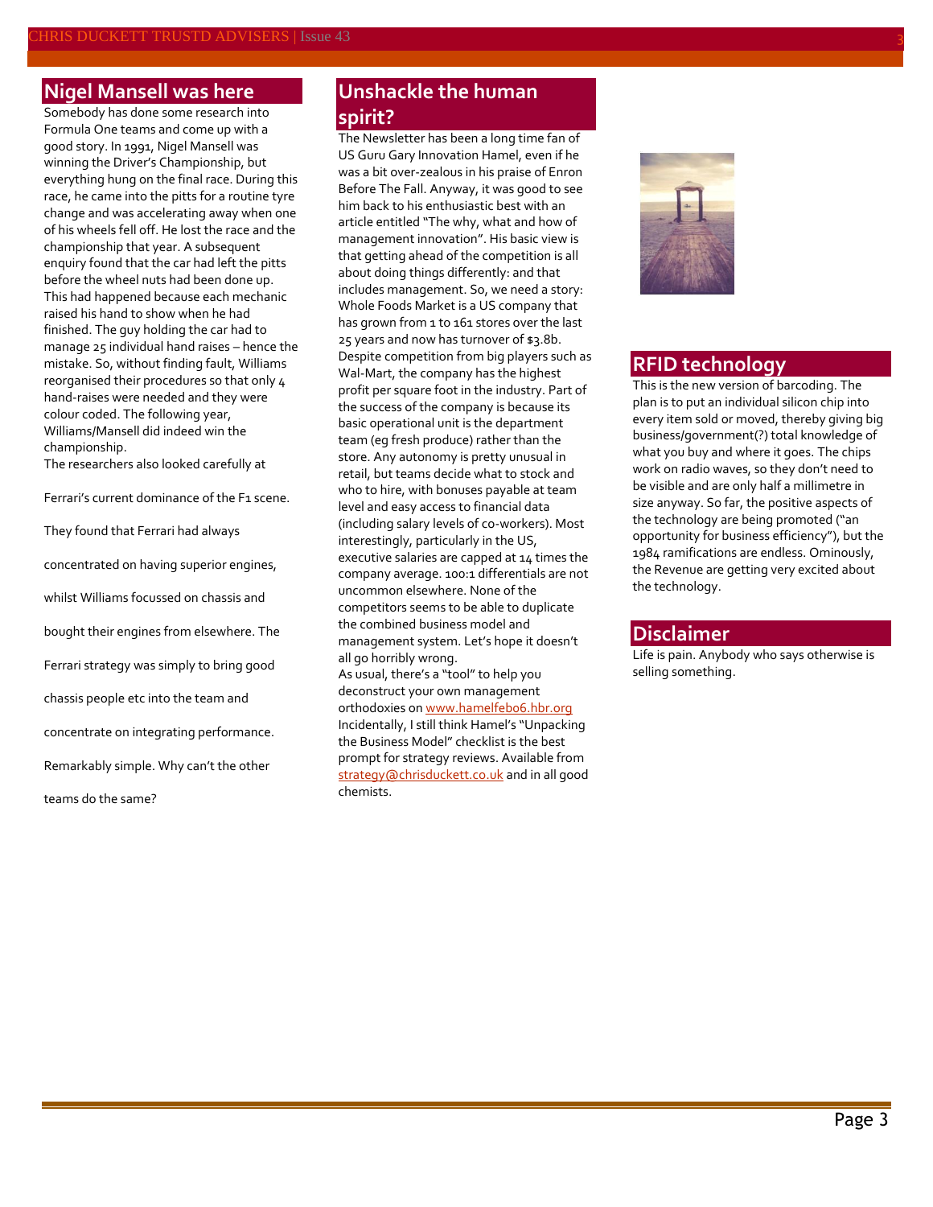## Nigel Mansell was here

Somebody has done some research into Formula One teams and come up with a good story. In 1991, Nigel Mansell was winning the Driver's Championship, but everything hung on the final race. During this race, he came into the pitts for a routine tyre change and was accelerating away when one of his wheels fell off. He lost the race and the championship that year. A subsequent enquiry found that the car had left the pitts before the wheel nuts had been done up. This had happened because each mechanic raised his hand to show when he had finished. The guy holding the car had to manage 25 individual hand raises – hence the mistake. So, without finding fault, Williams reorganised their procedures so that only 4 hand-raises were needed and they were colour coded. The following year, Williams/Mansell did indeed win the championship.

The researchers also looked carefully at Ferrari's current dominance of the F1 scene. They found that Ferrari had always concentrated on having superior engines, whilst Williams focussed on chassis and bought their engines from elsewhere. The Ferrari strategy was simply to bring good chassis people etc into the team and concentrate on integrating performance. Remarkably simple. Why can't the other teams do the same?

## Unshackle the human spirit?

The Newsletter has been a long time fan of US Guru Gary Innovation Hamel, even if he was a bit over-zealous in his praise of Enron Before The Fall. Anyway, it was good to see him back to his enthusiastic best with an article entitled "The why, what and how of management innovation". His basic view is that getting ahead of the competition is all about doing things differently: and that includes management. So, we need a story: Whole Foods Market is a US company that has grown from 1 to 161 stores over the last 25 years and now has turnover of $3.8b. Despite competition from big players such as Wal-Mart, the company has the highest profit per square foot in the industry. Part of the success of the company is because its basic operational unit is the department team (eg fresh produce) rather than the store. Any autonomy is pretty unusual in retail, but teams decide what to stock and who to hire, with bonuses payable at team level and easy access to financial data (including salary levels of co-workers). Most interestingly, particularly in the US, executive salaries are capped at 14 times the company average. 100:1 differentials are not uncommon elsewhere. None of the competitors seems to be able to duplicate the combined business model and management system. Let's hope it doesn't all go horribly wrong.

As usual, there's a "tool" to help you deconstruct your own management orthodoxies on [www.hamelfeb06.hbr.org](http://www.hamelfeb06.hbr.org)

Incidentally, I still think Hamel's "Unpacking the Business Model" checklist is the best prompt for strategy reviews. Available from [strategy@chrisduckett.co.uk](mailto:strategy@chrisduckett.co.uk) and in all good chemists.

## RFID technology

This is the new version of barcoding. The plan is to put an individual silicon chip into every item sold or moved, thereby giving big business/government(?) total knowledge of what you buy and where it goes. The chips work on radio waves, so they don't need to be visible and are only half a millimetre in size anyway. So far, the positive aspects of the technology are being promoted ("an opportunity for business efficiency"), but the 1984 ramifications are endless. Ominously, the Revenue are getting very excited about the technology.

## Disclaimer

Life is pain. Anybody who says otherwise is selling something.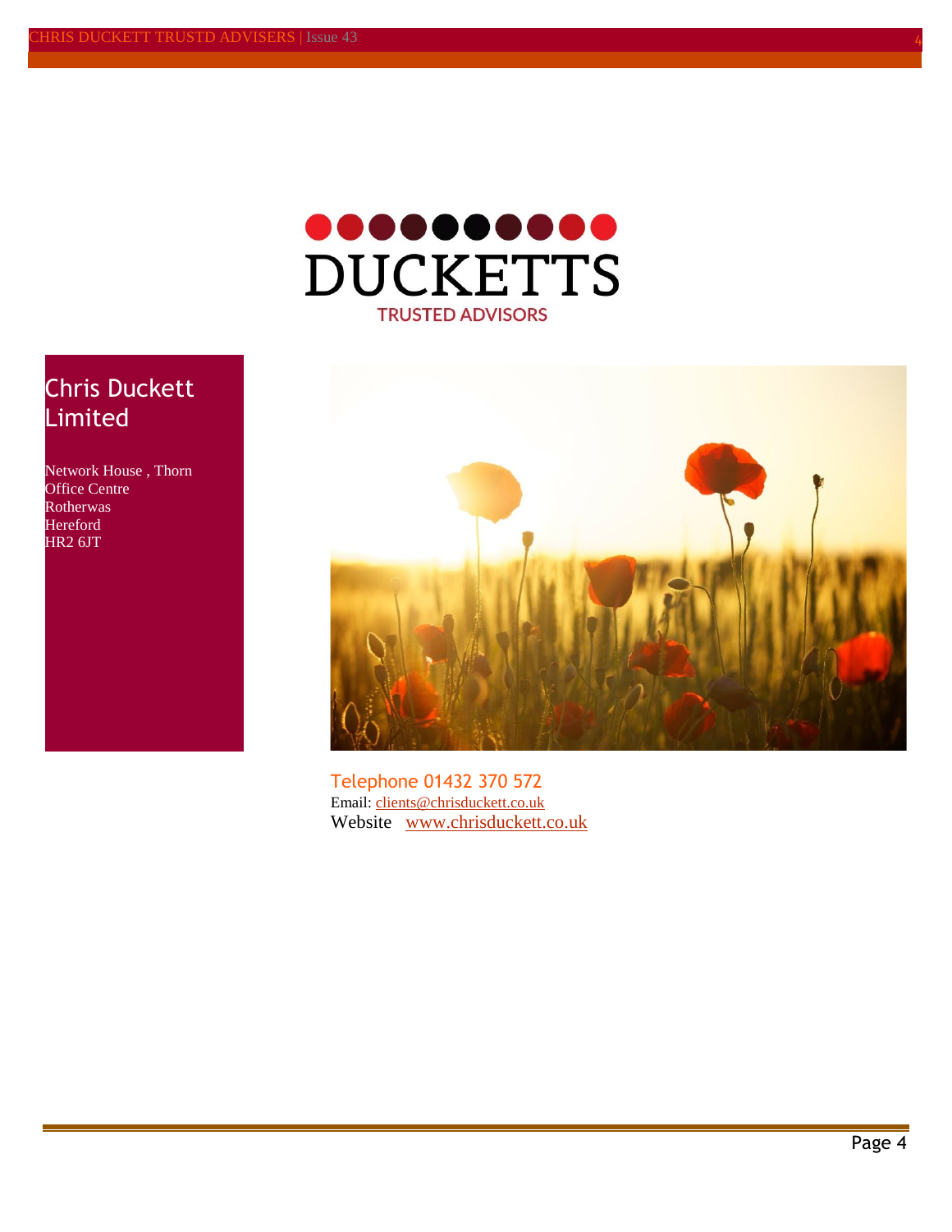DUCKETTS

TRUSTED ADVISORS

## Chris Duckett Limited

Network House , Thorn Office Centre
Rotherwas
Hereford
HR2 6JT

Telephone 01432 370 572
Email: clients@chrisduckett.co.uk
Website www.chrisduckett.co.uk